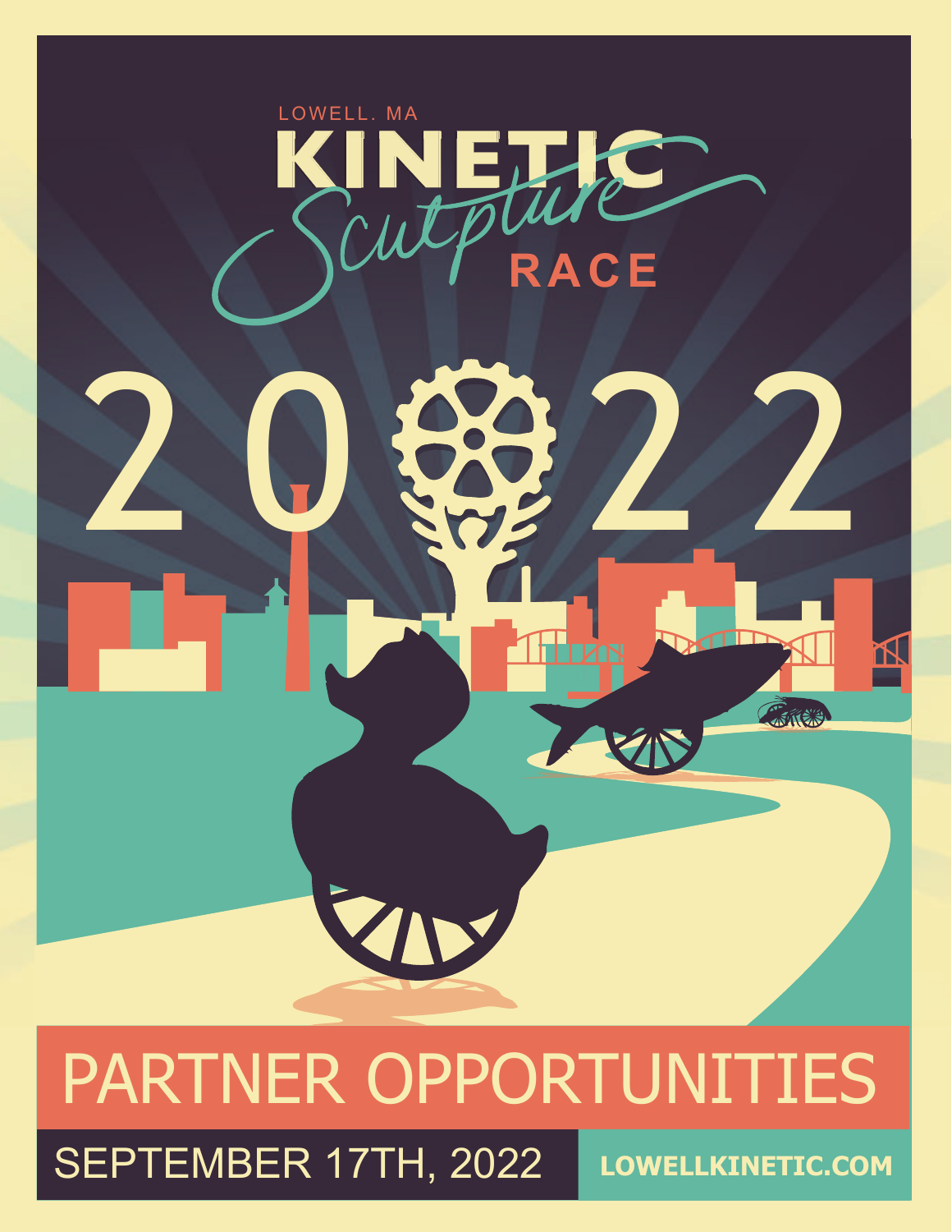LOWELL, MA

# KINETIC *Sculpture* RACE

# 2022

## PARTNER OPPORTUNITIES

SEPTEMBER 17TH, 2022

LOWELLKINETIC.COM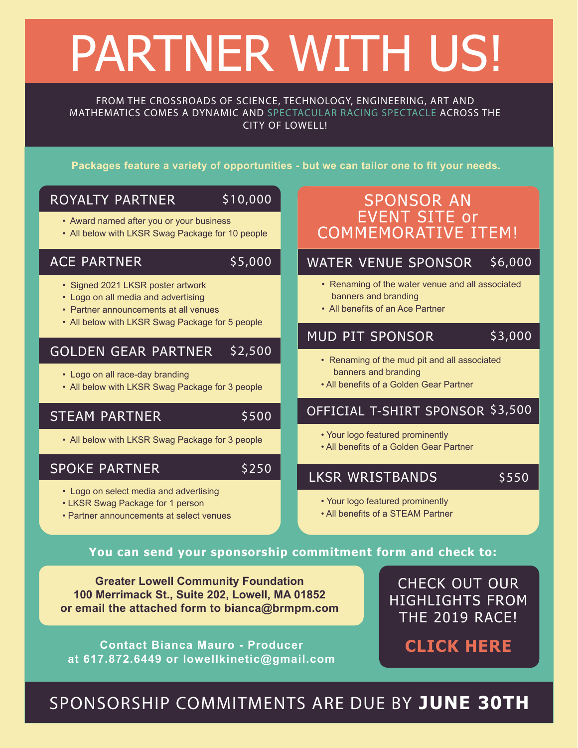# PARTNER WITH US!

FROM THE CROSSROADS OF SCIENCE, TECHNOLOGY, ENGINEERING, ART AND MATHEMATICS COMES A DYNAMIC AND SPECTACULAR RACING SPECTACLE ACROSS THE CITY OF LOWELL!

**Packages feature a variety of opportunities - but we can tailor one to fit your needs.**

## ROYALTY PARTNER — $10,000

- Award named after you or your business
- All below with LKSR Swag Package for 10 people

## ACE PARTNER — $5,000

- Signed 2021 LKSR poster artwork
- Logo on all media and advertising
- Partner announcements at all venues
- All below with LKSR Swag Package for 5 people

## GOLDEN GEAR PARTNER — $2,500

- Logo on all race-day branding
- All below with LKSR Swag Package for 3 people

## STEAM PARTNER — $500

- All below with LKSR Swag Package for 3 people

## SPOKE PARTNER — $250

- Logo on select media and advertising
- LKSR Swag Package for 1 person
- Partner announcements at select venues

## SPONSOR AN EVENT SITE or COMMEMORATIVE ITEM!

### WATER VENUE SPONSOR — $6,000

- Renaming of the water venue and all associated banners and branding
- All benefits of an Ace Partner

### MUD PIT SPONSOR — $3,000

- Renaming of the mud pit and all associated banners and branding
- All benefits of a Golden Gear Partner

### OFFICIAL T-SHIRT SPONSOR — $3,500

- Your logo featured prominently
- All benefits of a Golden Gear Partner

### LKSR WRISTBANDS — $550

- Your logo featured prominently
- All benefits of a STEAM Partner

**You can send your sponsorship commitment form and check to:**

**Greater Lowell Community Foundation**
**100 Merrimack St., Suite 202, Lowell, MA 01852**
**or email the attached form to bianca@brmpm.com**

**Contact Bianca Mauro - Producer at 617.872.6449 or lowellkinetic@gmail.com**

CHECK OUT OUR HIGHLIGHTS FROM THE 2019 RACE!

**CLICK HERE**

SPONSORSHIP COMMITMENTS ARE DUE BY **JUNE 30TH**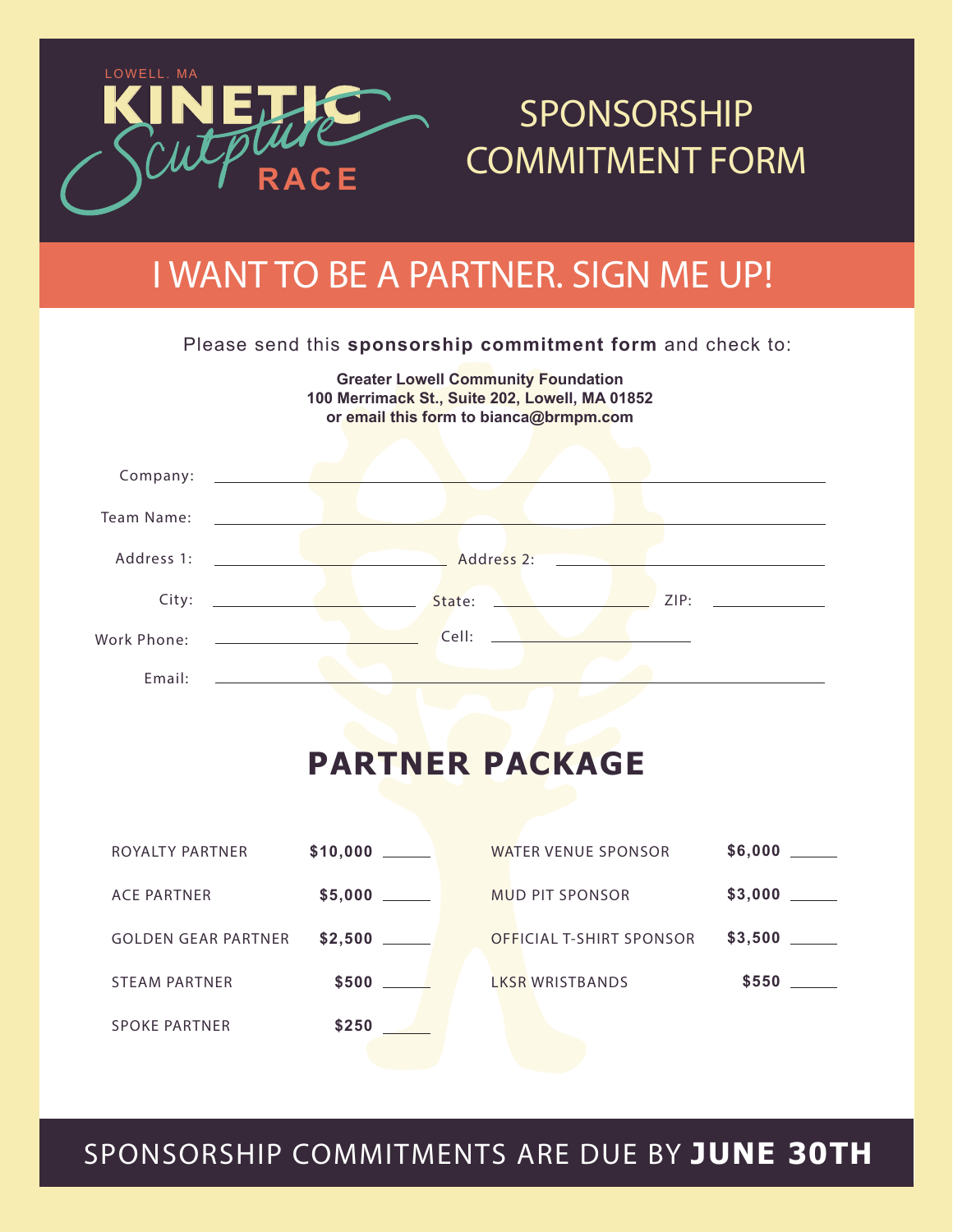LOWELL, MA

KINETIC Sculpture RACE

# SPONSORSHIP COMMITMENT FORM

## I WANT TO BE A PARTNER. SIGN ME UP!

Please send this **sponsorship commitment form** and check to:

**Greater Lowell Community Foundation**
**100 Merrimack St., Suite 202, Lowell, MA 01852**
**or email this form to bianca@brmpm.com**

Company: ______________________________

Team Name: ______________________________

Address 1: ______________ Address 2: ______________

City: ______________ State: ______________ ZIP: ______________

Work Phone: ______________ Cell: ______________

Email: ______________________________

## PARTNER PACKAGE

| | | | | | |
|---|---|---|---|---|---|
| ROYALTY PARTNER | **$10,000** | ______ | WATER VENUE SPONSOR | **$6,000** | ______ |
| ACE PARTNER | **$5,000** | ______ | MUD PIT SPONSOR | **$3,000** | ______ |
| GOLDEN GEAR PARTNER | **$2,500** | ______ | OFFICIAL T-SHIRT SPONSOR | **$3,500** | ______ |
| STEAM PARTNER | **$500** | ______ | LKSR WRISTBANDS | **$550** | ______ |
| SPOKE PARTNER | **$250** | ______ | | | |

SPONSORSHIP COMMITMENTS ARE DUE BY **JUNE 30TH**